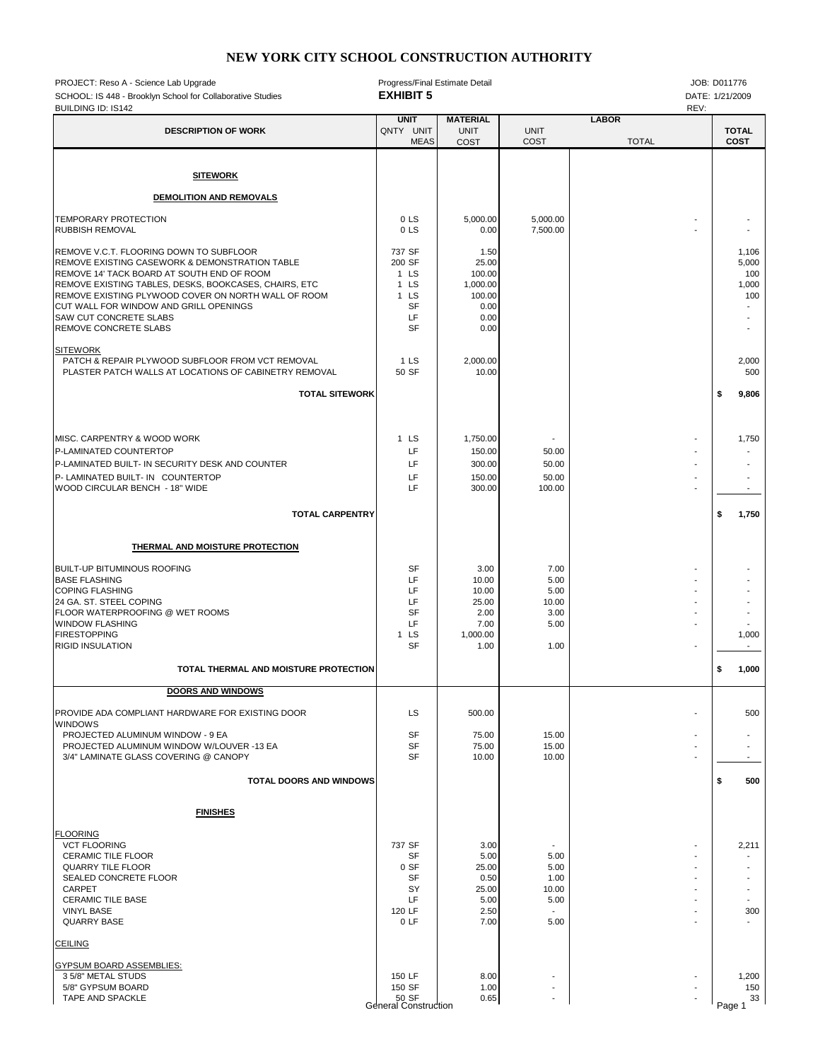# NEW YORK CITY SCHOOL CONSTRUCTION AUTHORITY

PROJECT: Reso A - Science Lab Upgrade | Progress/Final Estimate Detail | JOB: D011776

SCHOOL: IS 448 - Brooklyn School for Collaborative Studies | **EXHIBIT 5** | DATE: 1/21/2009

BUILDING ID: IS142 | REV:

| DESCRIPTION OF WORK | UNIT QNTY | UNIT MEAS | MATERIAL UNIT COST | LABOR UNIT COST | LABOR TOTAL | TOTAL COST |
|---|---|---|---|---|---|---|
| **SITEWORK** | | | | | | |
| **DEMOLITION AND REMOVALS** | | | | | | |
| TEMPORARY PROTECTION | 0 | LS | 5,000.00 | 5,000.00 | - | - |
| RUBBISH REMOVAL | 0 | LS | 0.00 | 7,500.00 | - | - |
| REMOVE V.C.T. FLOORING DOWN TO SUBFLOOR | 737 | SF | 1.50 | | | 1,106 |
| REMOVE EXISTING CASEWORK & DEMONSTRATION TABLE | 200 | SF | 25.00 | | | 5,000 |
| REMOVE 14' TACK BOARD AT SOUTH END OF ROOM | 1 | LS | 100.00 | | | 100 |
| REMOVE EXISTING TABLES, DESKS, BOOKCASES, CHAIRS, ETC | 1 | LS | 1,000.00 | | | 1,000 |
| REMOVE EXISTING PLYWOOD COVER ON NORTH WALL OF ROOM | 1 | LS | 100.00 | | | 100 |
| CUT WALL FOR WINDOW AND GRILL OPENINGS | | SF | 0.00 | | | - |
| SAW CUT CONCRETE SLABS | | LF | 0.00 | | | - |
| REMOVE CONCRETE SLABS | | SF | 0.00 | | | - |
| SITEWORK | | | | | | |
| PATCH & REPAIR PLYWOOD SUBFLOOR FROM VCT REMOVAL | 1 | LS | 2,000.00 | | | 2,000 |
| PLASTER PATCH WALLS AT LOCATIONS OF CABINETRY REMOVAL | 50 | SF | 10.00 | | | 500 |
| **TOTAL SITEWORK** | | | | | | **$ 9,806** |
| MISC. CARPENTRY & WOOD WORK | 1 | LS | 1,750.00 | - | - | 1,750 |
| P-LAMINATED COUNTERTOP | | LF | 150.00 | 50.00 | - | - |
| P-LAMINATED BUILT- IN SECURITY DESK AND COUNTER | | LF | 300.00 | 50.00 | - | - |
| P- LAMINATED BUILT- IN COUNTERTOP | | LF | 150.00 | 50.00 | - | - |
| WOOD CIRCULAR BENCH - 18" WIDE | | LF | 300.00 | 100.00 | - | - |
| **TOTAL CARPENTRY** | | | | | | **$ 1,750** |
| **THERMAL AND MOISTURE PROTECTION** | | | | | | |
| BUILT-UP BITUMINOUS ROOFING | | SF | 3.00 | 7.00 | - | - |
| BASE FLASHING | | LF | 10.00 | 5.00 | - | - |
| COPING FLASHING | | LF | 10.00 | 5.00 | - | - |
| 24 GA. ST. STEEL COPING | | LF | 25.00 | 10.00 | - | - |
| FLOOR WATERPROOFING @ WET ROOMS | | SF | 2.00 | 3.00 | - | - |
| WINDOW FLASHING | | LF | 7.00 | 5.00 | - | - |
| FIRESTOPPING | 1 | LS | 1,000.00 | | | 1,000 |
| RIGID INSULATION | | SF | 1.00 | 1.00 | - | - |
| **TOTAL THERMAL AND MOISTURE PROTECTION** | | | | | | **$ 1,000** |
| **DOORS AND WINDOWS** | | | | | | |
| PROVIDE ADA COMPLIANT HARDWARE FOR EXISTING DOOR | | LS | 500.00 | | - | 500 |
| WINDOWS | | | | | | |
| PROJECTED ALUMINUM WINDOW - 9 EA | | SF | 75.00 | 15.00 | - | - |
| PROJECTED ALUMINUM WINDOW W/LOUVER -13 EA | | SF | 75.00 | 15.00 | - | - |
| 3/4" LAMINATE GLASS COVERING @ CANOPY | | SF | 10.00 | 10.00 | - | - |
| **TOTAL DOORS AND WINDOWS** | | | | | | **$ 500** |
| **FINISHES** | | | | | | |
| FLOORING | | | | | | |
| VCT FLOORING | 737 | SF | 3.00 | - | - | 2,211 |
| CERAMIC TILE FLOOR | | SF | 5.00 | 5.00 | - | - |
| QUARRY TILE FLOOR | 0 | SF | 25.00 | 5.00 | - | - |
| SEALED CONCRETE FLOOR | | SF | 0.50 | 1.00 | - | - |
| CARPET | | SY | 25.00 | 10.00 | - | - |
| CERAMIC TILE BASE | | LF | 5.00 | 5.00 | - | - |
| VINYL BASE | 120 | LF | 2.50 | - | - | 300 |
| QUARRY BASE | 0 | LF | 7.00 | 5.00 | - | - |
| CEILING | | | | | | |
| GYPSUM BOARD ASSEMBLIES: | | | | | | |
| 3 5/8" METAL STUDS | 150 | LF | 8.00 | - | - | 1,200 |
| 5/8" GYPSUM BOARD | 150 | SF | 1.00 | - | - | 150 |
| TAPE AND SPACKLE | 50 | SF | 0.65 | - | - | 33 |

General Construction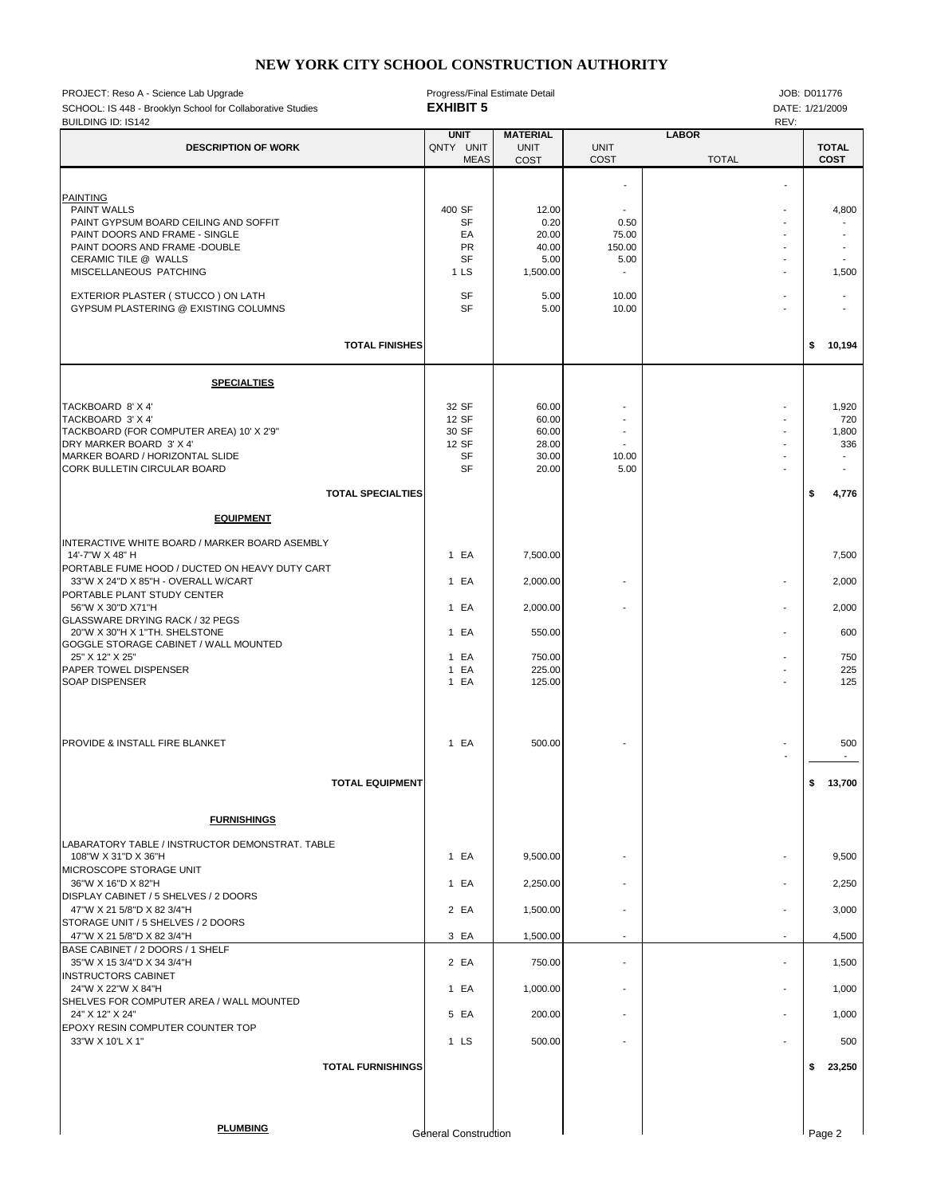# NEW YORK CITY SCHOOL CONSTRUCTION AUTHORITY

PROJECT: Reso A - Science Lab Upgrade | Progress/Final Estimate Detail | JOB: D011776
SCHOOL: IS 448 - Brooklyn School for Collaborative Studies | **EXHIBIT 5** | DATE: 1/21/2009
BUILDING ID: IS142 | REV:

| DESCRIPTION OF WORK | UNIT QNTY | UNIT MEAS | MATERIAL UNIT COST | LABOR UNIT COST | LABOR TOTAL | TOTAL COST |
|---|---|---|---|---|---|---|
| | | | | - | - | |
| PAINTING | | | | | | |
| PAINT WALLS | 400 | SF | 12.00 | - | - | 4,800 |
| PAINT GYPSUM BOARD CEILING AND SOFFIT | | SF | 0.20 | 0.50 | - | - |
| PAINT DOORS AND FRAME - SINGLE | | EA | 20.00 | 75.00 | - | - |
| PAINT DOORS AND FRAME -DOUBLE | | PR | 40.00 | 150.00 | - | - |
| CERAMIC TILE @ WALLS | | SF | 5.00 | 5.00 | - | - |
| MISCELLANEOUS PATCHING | 1 | LS | 1,500.00 | - | - | 1,500 |
| EXTERIOR PLASTER ( STUCCO ) ON LATH | | SF | 5.00 | 10.00 | - | - |
| GYPSUM PLASTERING @ EXISTING COLUMNS | | SF | 5.00 | 10.00 | - | - |
| **TOTAL FINISHES** | | | | | | **$ 10,194** |
| **SPECIALTIES** | | | | | | |
| TACKBOARD 8' X 4' | 32 | SF | 60.00 | - | - | 1,920 |
| TACKBOARD 3' X 4' | 12 | SF | 60.00 | - | - | 720 |
| TACKBOARD (FOR COMPUTER AREA) 10' X 2'9" | 30 | SF | 60.00 | - | - | 1,800 |
| DRY MARKER BOARD 3' X 4' | 12 | SF | 28.00 | - | - | 336 |
| MARKER BOARD / HORIZONTAL SLIDE | | SF | 30.00 | 10.00 | - | - |
| CORK BULLETIN CIRCULAR BOARD | | SF | 20.00 | 5.00 | - | - |
| **TOTAL SPECIALTIES** | | | | | | **$ 4,776** |
| **EQUIPMENT** | | | | | | |
| INTERACTIVE WHITE BOARD / MARKER BOARD ASEMBLY 14'-7"W X 48" H | 1 | EA | 7,500.00 | | | 7,500 |
| PORTABLE FUME HOOD / DUCTED ON HEAVY DUTY CART 33"W X 24"D X 85"H - OVERALL W/CART | 1 | EA | 2,000.00 | - | - | 2,000 |
| PORTABLE PLANT STUDY CENTER 56"W X 30"D X71"H | 1 | EA | 2,000.00 | - | - | 2,000 |
| GLASSWARE DRYING RACK / 32 PEGS 20"W X 30"H X 1"TH. SHELSTONE | 1 | EA | 550.00 | | - | 600 |
| GOGGLE STORAGE CABINET / WALL MOUNTED 25" X 12" X 25" | 1 | EA | 750.00 | | - | 750 |
| PAPER TOWEL DISPENSER | 1 | EA | 225.00 | | - | 225 |
| SOAP DISPENSER | 1 | EA | 125.00 | | - | 125 |
| PROVIDE & INSTALL FIRE BLANKET | 1 | EA | 500.00 | - | - | 500 |
| | | | | | - | - |
| **TOTAL EQUIPMENT** | | | | | | **$ 13,700** |
| **FURNISHINGS** | | | | | | |
| LABARATORY TABLE / INSTRUCTOR DEMONSTRAT. TABLE 108"W X 31"D X 36"H | 1 | EA | 9,500.00 | - | - | 9,500 |
| MICROSCOPE STORAGE UNIT 36"W X 16"D X 82"H | 1 | EA | 2,250.00 | - | - | 2,250 |
| DISPLAY CABINET / 5 SHELVES / 2 DOORS 47"W X 21 5/8"D X 82 3/4"H | 2 | EA | 1,500.00 | - | - | 3,000 |
| STORAGE UNIT / 5 SHELVES / 2 DOORS 47"W X 21 5/8"D X 82 3/4"H | 3 | EA | 1,500.00 | - | - | 4,500 |
| BASE CABINET / 2 DOORS / 1 SHELF 35"W X 15 3/4"D X 34 3/4"H | 2 | EA | 750.00 | - | - | 1,500 |
| INSTRUCTORS CABINET 24"W X 22"W X 84"H | 1 | EA | 1,000.00 | - | - | 1,000 |
| SHELVES FOR COMPUTER AREA / WALL MOUNTED 24" X 12" X 24" | 5 | EA | 200.00 | - | - | 1,000 |
| EPOXY RESIN COMPUTER COUNTER TOP 33"W X 10'L X 1" | 1 | LS | 500.00 | - | - | 500 |
| **TOTAL FURNISHINGS** | | | | | | **$ 23,250** |
| **PLUMBING** | | | | | | |

General Construction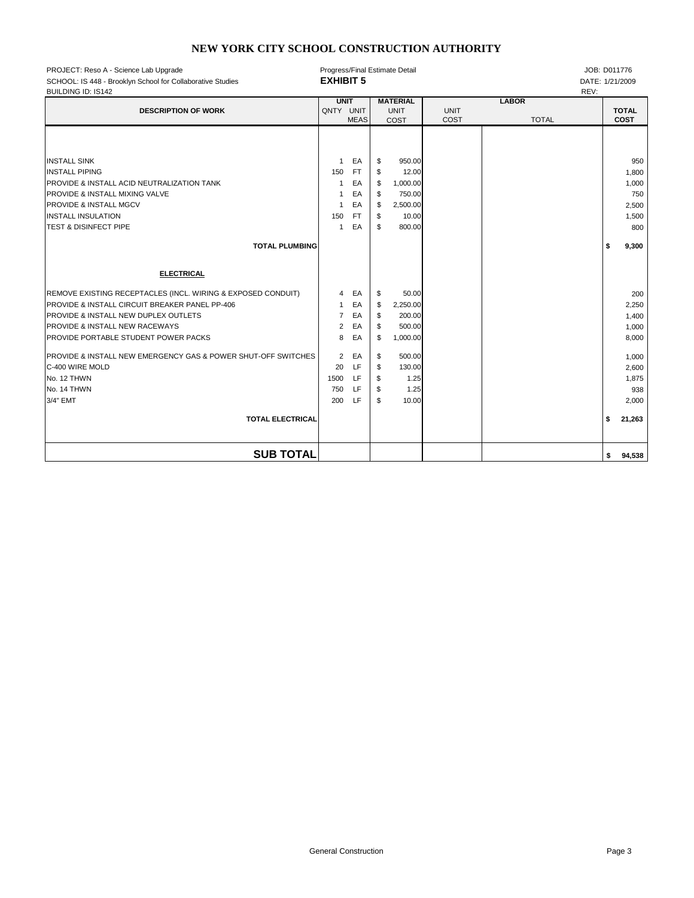# NEW YORK CITY SCHOOL CONSTRUCTION AUTHORITY

PROJECT: Reso A - Science Lab Upgrade | Progress/Final Estimate Detail | JOB: D011776

SCHOOL: IS 448 - Brooklyn School for Collaborative Studies | **EXHIBIT 5** | DATE: 1/21/2009

BUILDING ID: IS142 | REV:

| DESCRIPTION OF WORK | UNIT QNTY | UNIT MEAS | MATERIAL UNIT COST | LABOR UNIT COST | LABOR TOTAL | TOTAL COST |
|---|---|---|---|---|---|---|
| INSTALL SINK | 1 | EA | $ 950.00 | | | 950 |
| INSTALL PIPING | 150 | FT | $ 12.00 | | | 1,800 |
| PROVIDE & INSTALL ACID NEUTRALIZATION TANK | 1 | EA | $ 1,000.00 | | | 1,000 |
| PROVIDE & INSTALL MIXING VALVE | 1 | EA | $ 750.00 | | | 750 |
| PROVIDE & INSTALL MGCV | 1 | EA | $ 2,500.00 | | | 2,500 |
| INSTALL INSULATION | 150 | FT | $ 10.00 | | | 1,500 |
| TEST & DISINFECT PIPE | 1 | EA | $ 800.00 | | | 800 |
| **TOTAL PLUMBING** | | | | | | **$ 9,300** |
| **ELECTRICAL** | | | | | | |
| REMOVE EXISTING RECEPTACLES (INCL. WIRING & EXPOSED CONDUIT) | 4 | EA | $ 50.00 | | | 200 |
| PROVIDE & INSTALL CIRCUIT BREAKER PANEL PP-406 | 1 | EA | $ 2,250.00 | | | 2,250 |
| PROVIDE & INSTALL NEW DUPLEX OUTLETS | 7 | EA | $ 200.00 | | | 1,400 |
| PROVIDE & INSTALL NEW RACEWAYS | 2 | EA | $ 500.00 | | | 1,000 |
| PROVIDE PORTABLE STUDENT POWER PACKS | 8 | EA | $ 1,000.00 | | | 8,000 |
| PROVIDE & INSTALL NEW EMERGENCY GAS & POWER SHUT-OFF SWITCHES | 2 | EA | $ 500.00 | | | 1,000 |
| C-400 WIRE MOLD | 20 | LF | $ 130.00 | | | 2,600 |
| No. 12 THWN | 1500 | LF | $ 1.25 | | | 1,875 |
| No. 14 THWN | 750 | LF | $ 1.25 | | | 938 |
| 3/4" EMT | 200 | LF | $ 10.00 | | | 2,000 |
| **TOTAL ELECTRICAL** | | | | | | **$ 21,263** |
| **SUB TOTAL** | | | | | | **$ 94,538** |

General Construction